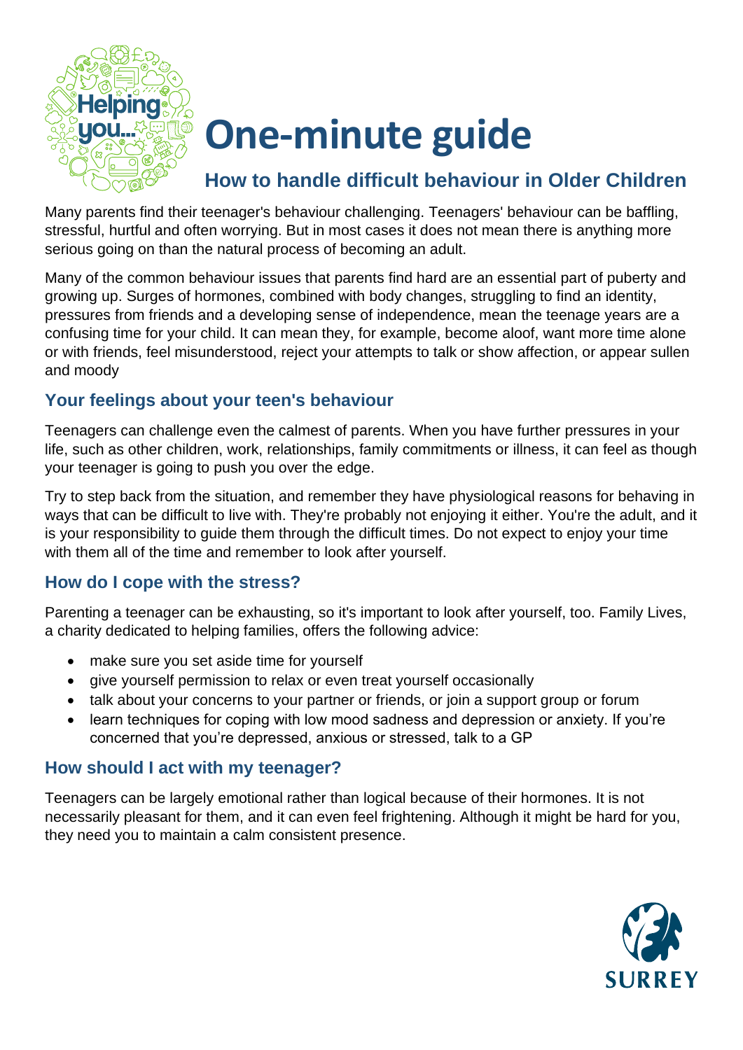# One-minute guide

## How to handle difficult behaviour in Older Children

Many parents find their teenager's behaviour challenging. Teenagers' behaviour can be baffling, stressful, hurtful and often worrying. But in most cases it does not mean there is anything more serious going on than the natural process of becoming an adult.

Many of the common behaviour issues that parents find hard are an essential part of puberty and growing up. Surges of hormones, combined with body changes, struggling to find an identity, pressures from friends and a developing sense of independence, mean the teenage years are a confusing time for your child. It can mean they, for example, become aloof, want more time alone or with friends, feel misunderstood, reject your attempts to talk or show affection, or appear sullen and moody

### Your feelings about your teen's behaviour

Teenagers can challenge even the calmest of parents. When you have further pressures in your life, such as other children, work, relationships, family commitments or illness, it can feel as though your teenager is going to push you over the edge.

Try to step back from the situation, and remember they have physiological reasons for behaving in ways that can be difficult to live with. They're probably not enjoying it either. You're the adult, and it is your responsibility to guide them through the difficult times. Do not expect to enjoy your time with them all of the time and remember to look after yourself.

### How do I cope with the stress?

Parenting a teenager can be exhausting, so it's important to look after yourself, too. Family Lives, a charity dedicated to helping families, offers the following advice:

- make sure you set aside time for yourself
- give yourself permission to relax or even treat yourself occasionally
- talk about your concerns to your partner or friends, or join a support group or forum
- learn techniques for coping with low mood sadness and depression or anxiety. If you're concerned that you're depressed, anxious or stressed, talk to a GP

### How should I act with my teenager?

Teenagers can be largely emotional rather than logical because of their hormones. It is not necessarily pleasant for them, and it can even feel frightening. Although it might be hard for you, they need you to maintain a calm consistent presence.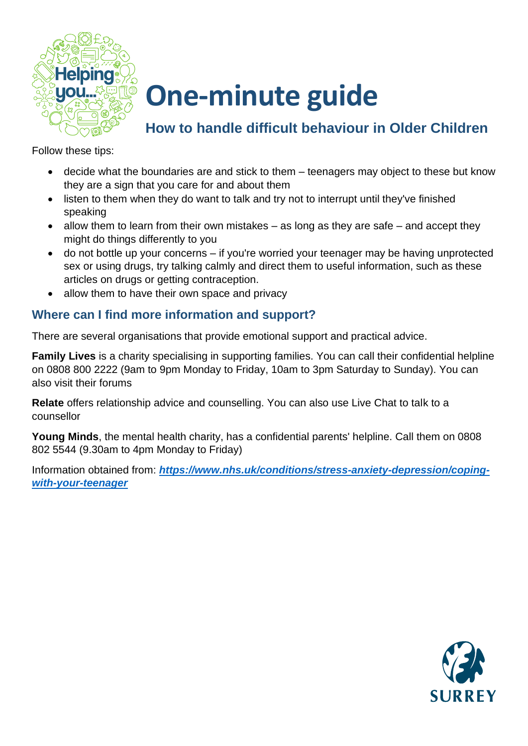# One-minute guide

## How to handle difficult behaviour in Older Children

Follow these tips:

- decide what the boundaries are and stick to them – teenagers may object to these but know they are a sign that you care for and about them
- listen to them when they do want to talk and try not to interrupt until they've finished speaking
- allow them to learn from their own mistakes – as long as they are safe – and accept they might do things differently to you
- do not bottle up your concerns – if you're worried your teenager may be having unprotected sex or using drugs, try talking calmly and direct them to useful information, such as these articles on drugs or getting contraception.
- allow them to have their own space and privacy

### Where can I find more information and support?

There are several organisations that provide emotional support and practical advice.

**Family Lives** is a charity specialising in supporting families. You can call their confidential helpline on 0808 800 2222 (9am to 9pm Monday to Friday, 10am to 3pm Saturday to Sunday). You can also visit their forums

**Relate** offers relationship advice and counselling. You can also use Live Chat to talk to a counsellor

**Young Minds**, the mental health charity, has a confidential parents' helpline. Call them on 0808 802 5544 (9.30am to 4pm Monday to Friday)

Information obtained from: ***https://www.nhs.uk/conditions/stress-anxiety-depression/coping-with-your-teenager***

SURREY